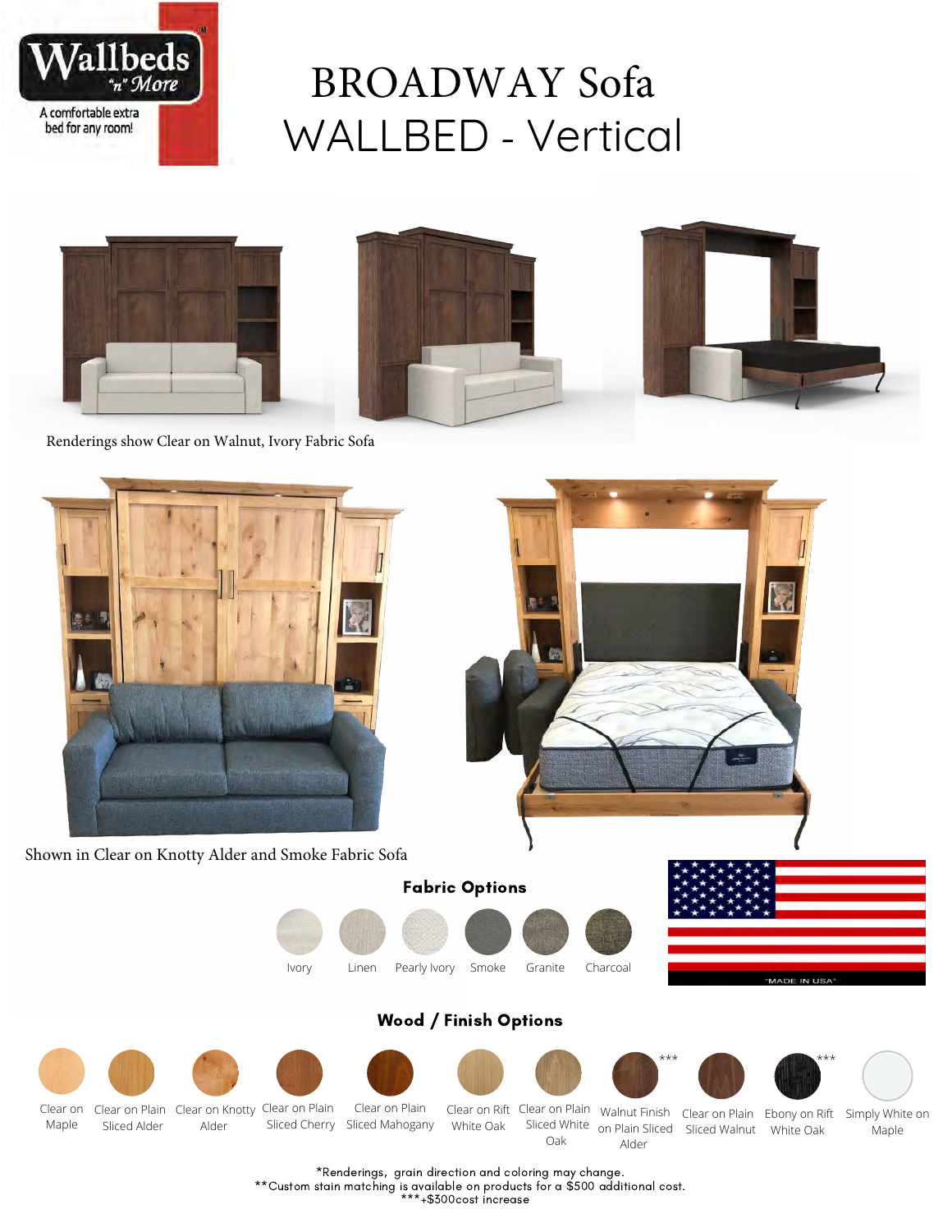Wallbeds "n" More

A comfortable extra bed for any room!

# BROADWAY Sofa WALLBED - Vertical

Renderings show Clear on Walnut, Ivory Fabric Sofa

Shown in Clear on Knotty Alder and Smoke Fabric Sofa

## Fabric Options

- Ivory
- Linen
- Pearly Ivory
- Smoke
- Granite
- Charcoal

"MADE IN USA"

## Wood / Finish Options

- Clear on Maple
- Clear on Plain Sliced Alder
- Clear on Knotty Alder
- Clear on Plain Sliced Cherry
- Clear on Plain Sliced Mahogany
- Clear on Rift White Oak
- Clear on Plain Sliced White Oak
- Walnut Finish on Plain Sliced Alder ***
- Clear on Plain Sliced Walnut
- Ebony on Rift White Oak ***
- Simply White on Maple

*Renderings, grain direction and coloring may change.
**Custom stain matching is available on products for a $500 additional cost.
***+$300cost increase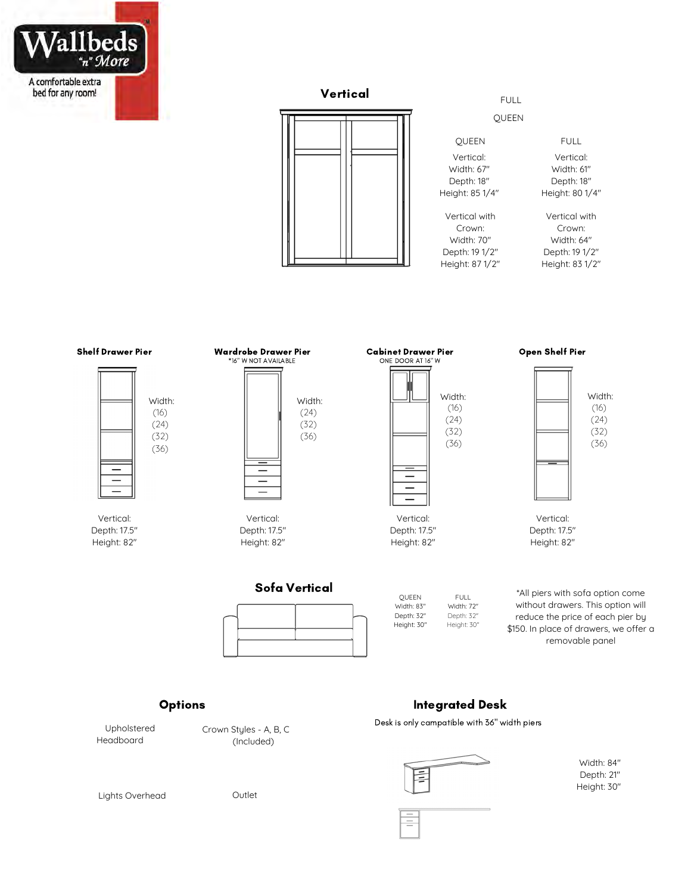Wallbeds "n" More

A comfortable extra bed for any room!

## Vertical

FULL

QUEEN

| QUEEN | FULL |
|---|---|
| Vertical: | Vertical: |
| Width: 67" | Width: 61" |
| Depth: 18" | Depth: 18" |
| Height: 85 1/4" | Height: 80 1/4" |
| Vertical with Crown: | Vertical with Crown: |
| Width: 70" | Width: 64" |
| Depth: 19 1/2" | Depth: 19 1/2" |
| Height: 87 1/2" | Height: 83 1/2" |

### Shelf Drawer Pier

Width: (16) (24) (32) (36)

Vertical:
Depth: 17.5"
Height: 82"

### Wardrobe Drawer Pier

*16" W NOT AVAILABLE

Width: (24) (32) (36)

Vertical:
Depth: 17.5"
Height: 82"

### Cabinet Drawer Pier

ONE DOOR AT 16" W

Width: (16) (24) (32) (36)

Vertical:
Depth: 17.5"
Height: 82"

### Open Shelf Pier

Width: (16) (24) (32) (36)

Vertical:
Depth: 17.5"
Height: 82"

## Sofa Vertical

| QUEEN | FULL |
|---|---|
| Width: 83" | Width: 72" |
| Depth: 32" | Depth: 32" |
| Height: 30" | Height: 30" |

*All piers with sofa option come without drawers. This option will reduce the price of each pier by $150. In place of drawers, we offer a removable panel

## Options

- Upholstered Headboard
- Crown Styles - A, B, C (Included)
- Lights Overhead
- Outlet

## Integrated Desk

Desk is only campatible with 36" width piers

Width: 84"
Depth: 21"
Height: 30"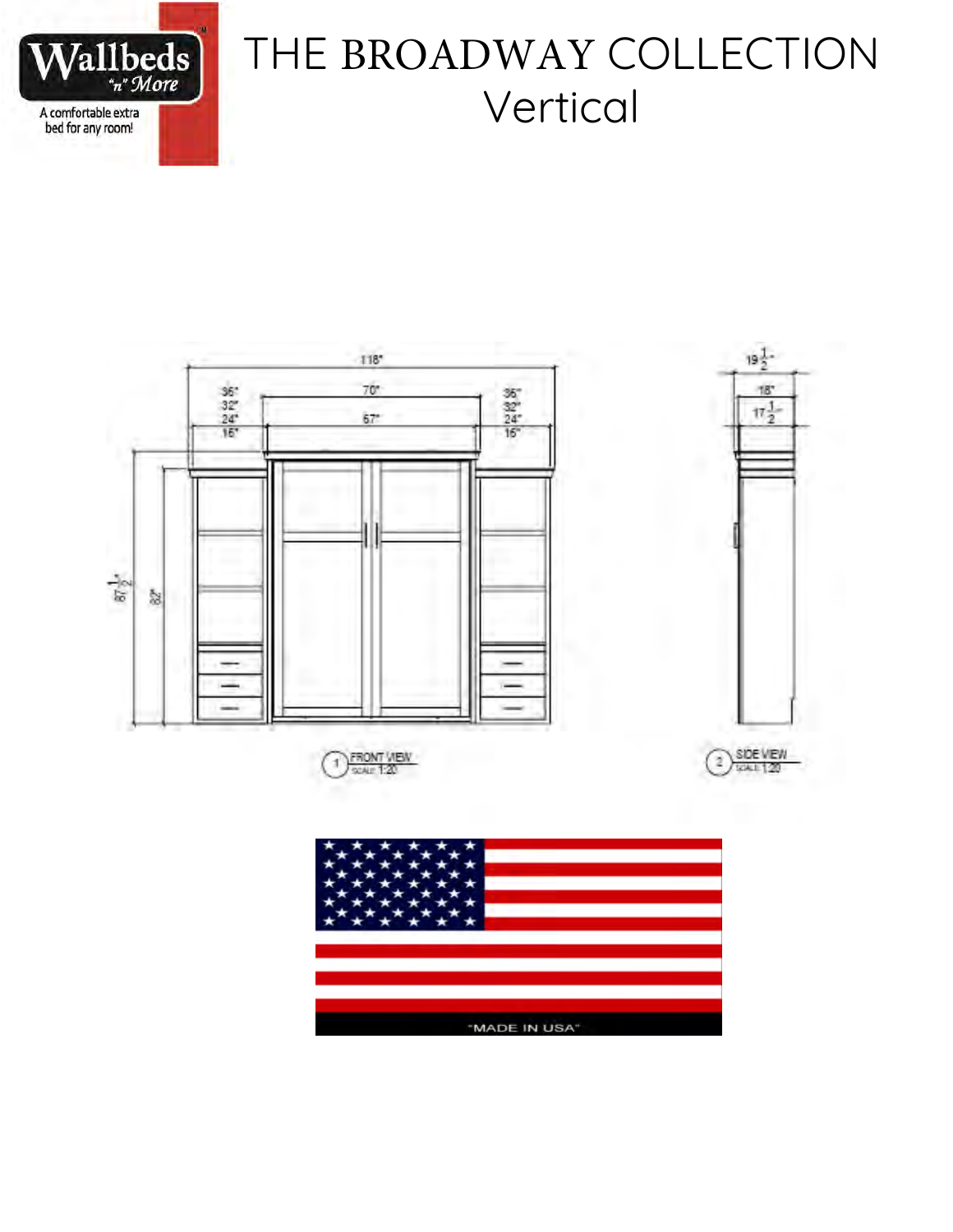Wallbeds "n" More

A comfortable extra bed for any room!

# THE BROADWAY COLLECTION
## Vertical

118"

36"
32"
24"
16"

70"

67"

36"
32"
24"
16"

87 1/2"

82"

FRONT VIEW
SCALE: 1:20

19 1/2"

18"

17 1/2"

SIDE VIEW
SCALE: 1:20

"MADE IN USA"